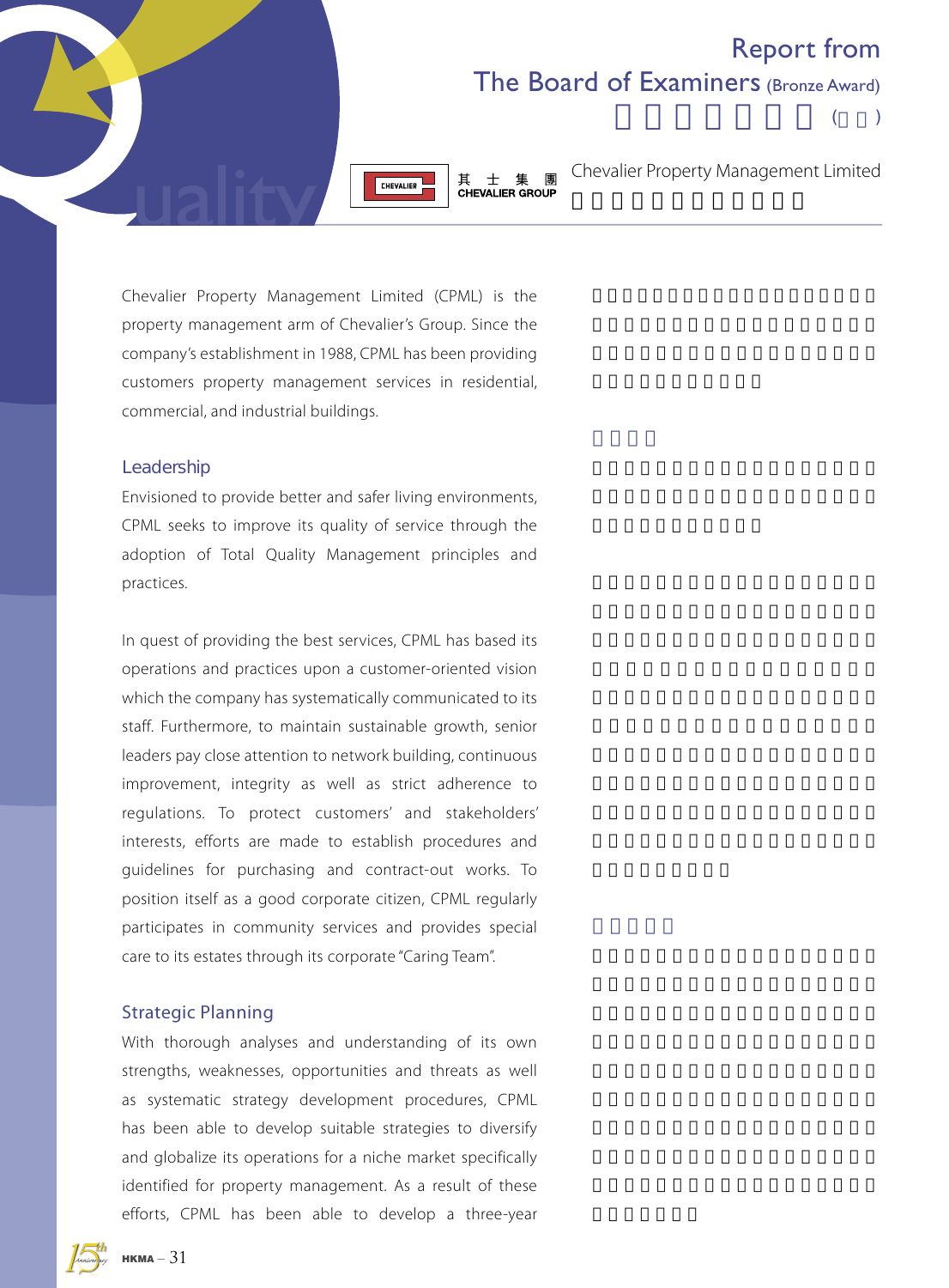# Report from The Board of Examiners (Bronze Award)

## Chevalier Property Management Limited

Chevalier Property Management Limited (CPML) is the property management arm of Chevalier's Group. Since the company's establishment in 1988, CPML has been providing customers property management services in residential, commercial, and industrial buildings.

### Leadership

Envisioned to provide better and safer living environments, CPML seeks to improve its quality of service through the adoption of Total Quality Management principles and practices.

In quest of providing the best services, CPML has based its operations and practices upon a customer-oriented vision which the company has systematically communicated to its staff. Furthermore, to maintain sustainable growth, senior leaders pay close attention to network building, continuous improvement, integrity as well as strict adherence to regulations. To protect customers' and stakeholders' interests, efforts are made to establish procedures and guidelines for purchasing and contract-out works. To position itself as a good corporate citizen, CPML regularly participates in community services and provides special care to its estates through its corporate "Caring Team".

### Strategic Planning

With thorough analyses and understanding of its own strengths, weaknesses, opportunities and threats as well as systematic strategy development procedures, CPML has been able to develop suitable strategies to diversify and globalize its operations for a niche market specifically identified for property management. As a result of these efforts, CPML has been able to develop a three-year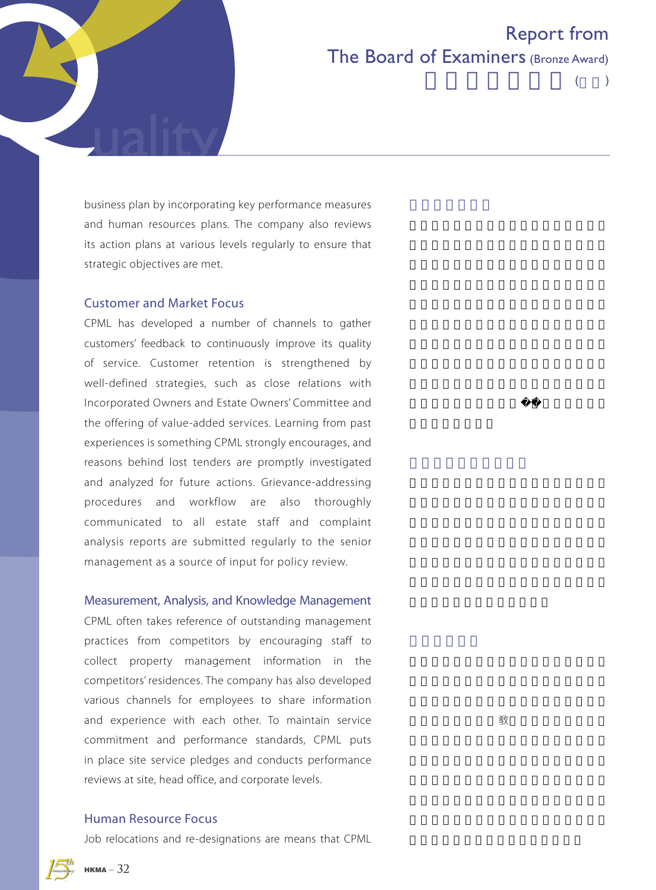business plan by incorporating key performance measures and human resources plans. The company also reviews its action plans at various levels regularly to ensure that strategic objectives are met.

## Customer and Market Focus

CPML has developed a number of channels to gather customers' feedback to continuously improve its quality of service. Customer retention is strengthened by well-defined strategies, such as close relations with Incorporated Owners and Estate Owners' Committee and the offering of value-added services. Learning from past experiences is something CPML strongly encourages, and reasons behind lost tenders are promptly investigated and analyzed for future actions. Grievance-addressing procedures and workflow are also thoroughly communicated to all estate staff and complaint analysis reports are submitted regularly to the senior management as a source of input for policy review.

## Measurement, Analysis, and Knowledge Management

CPML often takes reference of outstanding management practices from competitors by encouraging staff to collect property management information in the competitors' residences. The company has also developed various channels for employees to share information and experience with each other. To maintain service commitment and performance standards, CPML puts in place site service pledges and conducts performance reviews at site, head office, and corporate levels.

## Human Resource Focus

Job relocations and re-designations are means that CPML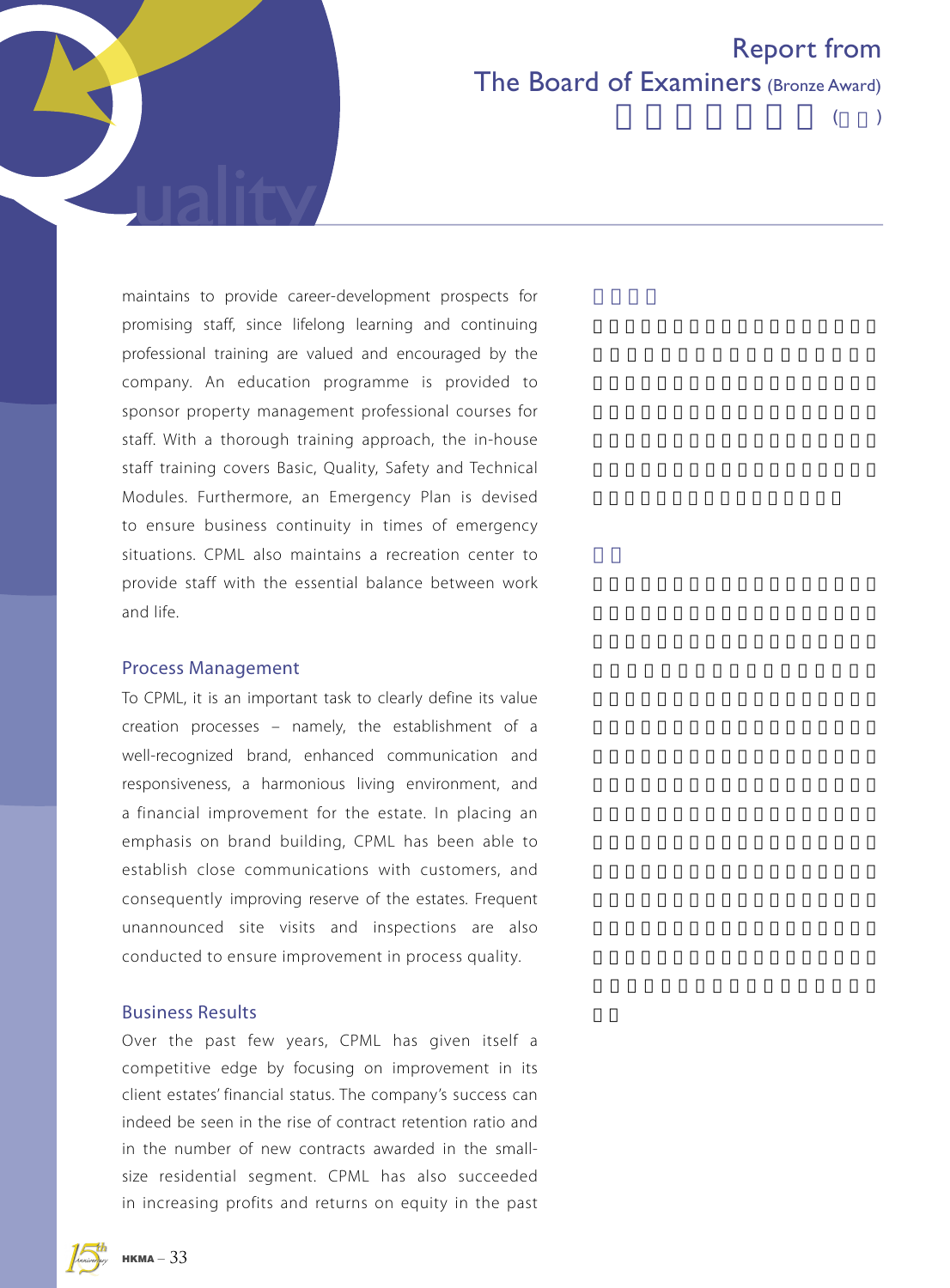## Report from The Board of Examiners (Bronze Award)

maintains to provide career-development prospects for promising staff, since lifelong learning and continuing professional training are valued and encouraged by the company. An education programme is provided to sponsor property management professional courses for staff. With a thorough training approach, the in-house staff training covers Basic, Quality, Safety and Technical Modules. Furthermore, an Emergency Plan is devised to ensure business continuity in times of emergency situations. CPML also maintains a recreation center to provide staff with the essential balance between work and life.

### Process Management

To CPML, it is an important task to clearly define its value creation processes – namely, the establishment of a well-recognized brand, enhanced communication and responsiveness, a harmonious living environment, and a financial improvement for the estate. In placing an emphasis on brand building, CPML has been able to establish close communications with customers, and consequently improving reserve of the estates. Frequent unannounced site visits and inspections are also conducted to ensure improvement in process quality.

### Business Results

Over the past few years, CPML has given itself a competitive edge by focusing on improvement in its client estates' financial status. The company's success can indeed be seen in the rise of contract retention ratio and in the number of new contracts awarded in the small-size residential segment. CPML has also succeeded in increasing profits and returns on equity in the past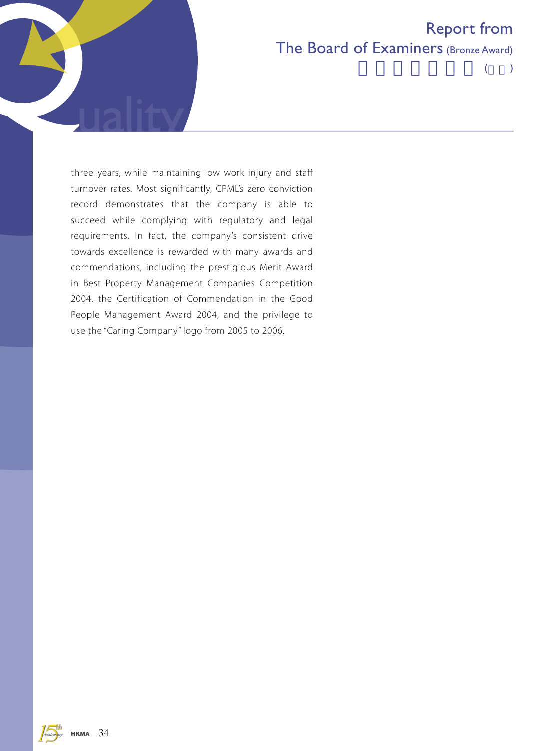three years, while maintaining low work injury and staff turnover rates. Most significantly, CPML's zero conviction record demonstrates that the company is able to succeed while complying with regulatory and legal requirements. In fact, the company's consistent drive towards excellence is rewarded with many awards and commendations, including the prestigious Merit Award in Best Property Management Companies Competition 2004, the Certification of Commendation in the Good People Management Award 2004, and the privilege to use the "Caring Company" logo from 2005 to 2006.